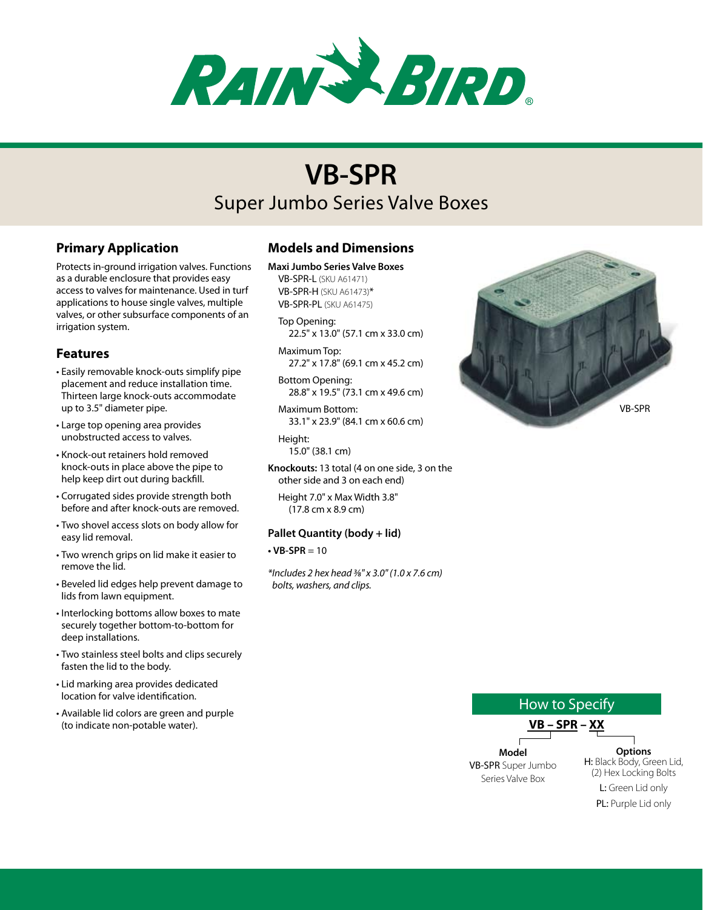# VB-SPR

## Super Jumbo Series Valve Boxes

### Primary Application

Protects in-ground irrigation valves. Functions as a durable enclosure that provides easy access to valves for maintenance. Used in turf applications to house single valves, multiple valves, or other subsurface components of an irrigation system.

### Features

- Easily removable knock-outs simplify pipe placement and reduce installation time. Thirteen large knock-outs accommodate up to 3.5" diameter pipe.
- Large top opening area provides unobstructed access to valves.
- Knock-out retainers hold removed knock-outs in place above the pipe to help keep dirt out during backfill.
- Corrugated sides provide strength both before and after knock-outs are removed.
- Two shovel access slots on body allow for easy lid removal.
- Two wrench grips on lid make it easier to remove the lid.
- Beveled lid edges help prevent damage to lids from lawn equipment.
- Interlocking bottoms allow boxes to mate securely together bottom-to-bottom for deep installations.
- Two stainless steel bolts and clips securely fasten the lid to the body.
- Lid marking area provides dedicated location for valve identification.
- Available lid colors are green and purple (to indicate non-potable water).

### Models and Dimensions

**Maxi Jumbo Series Valve Boxes**

VB-SPR-L (SKU A61471)
VB-SPR-H (SKU A61473)*
VB-SPR-PL (SKU A61475)

Top Opening:
22.5" x 13.0" (57.1 cm x 33.0 cm)

Maximum Top:
27.2" x 17.8" (69.1 cm x 45.2 cm)

Bottom Opening:
28.8" x 19.5" (73.1 cm x 49.6 cm)

Maximum Bottom:
33.1" x 23.9" (84.1 cm x 60.6 cm)

Height:
15.0" (38.1 cm)

**Knockouts:** 13 total (4 on one side, 3 on the other side and 3 on each end)

Height 7.0" x Max Width 3.8" (17.8 cm x 8.9 cm)

### Pallet Quantity (body + lid)

- **VB-SPR** = 10

*\*Includes 2 hex head ⅜" x 3.0" (1.0 x 7.6 cm) bolts, washers, and clips.*

VB-SPR

### How to Specify

**VB – SPR – XX**

**Model**
VB-SPR Super Jumbo Series Valve Box

**Options**
H: Black Body, Green Lid, (2) Hex Locking Bolts
L: Green Lid only
PL: Purple Lid only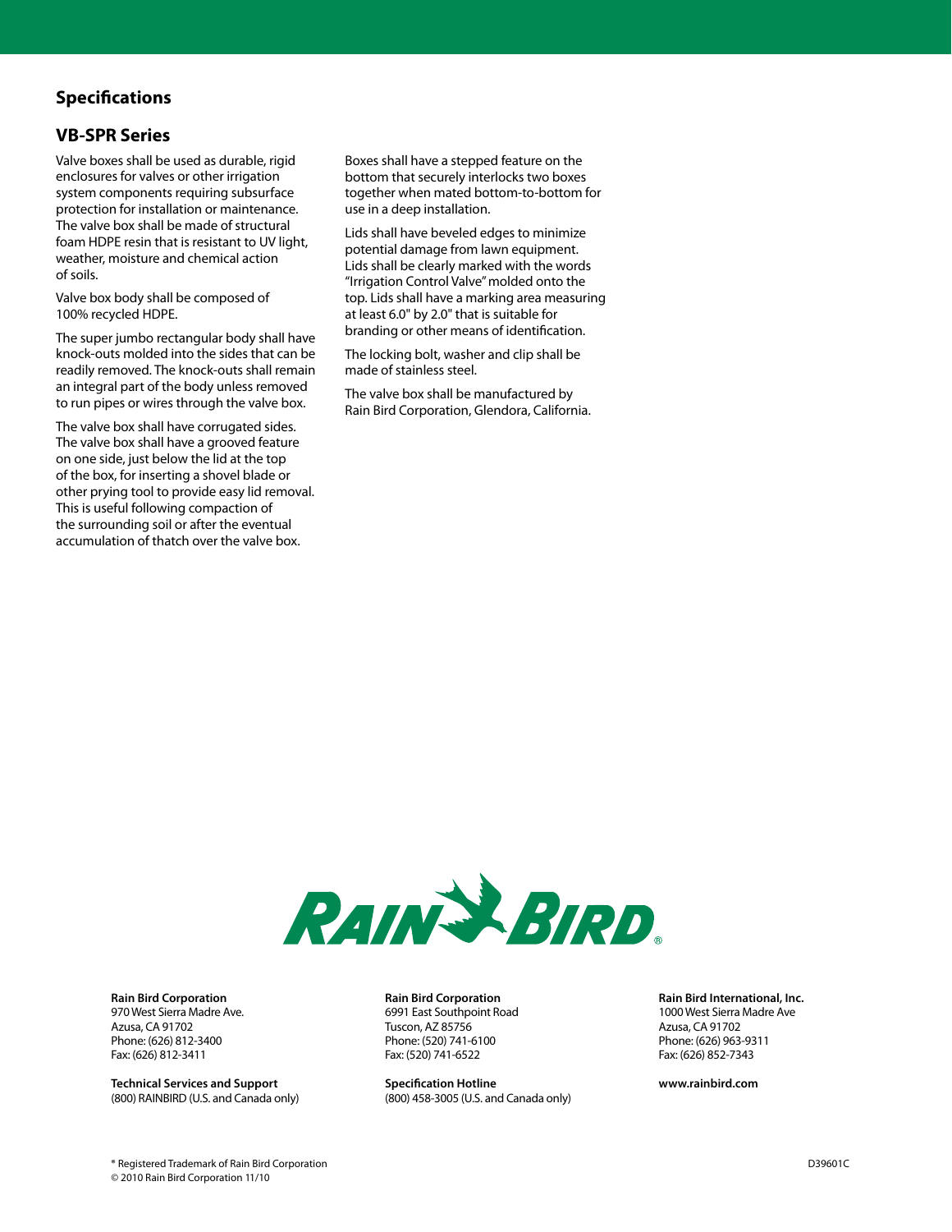## Specifications

### VB-SPR Series

Valve boxes shall be used as durable, rigid enclosures for valves or other irrigation system components requiring subsurface protection for installation or maintenance. The valve box shall be made of structural foam HDPE resin that is resistant to UV light, weather, moisture and chemical action of soils.

Valve box body shall be composed of 100% recycled HDPE.

The super jumbo rectangular body shall have knock-outs molded into the sides that can be readily removed. The knock-outs shall remain an integral part of the body unless removed to run pipes or wires through the valve box.

The valve box shall have corrugated sides. The valve box shall have a grooved feature on one side, just below the lid at the top of the box, for inserting a shovel blade or other prying tool to provide easy lid removal. This is useful following compaction of the surrounding soil or after the eventual accumulation of thatch over the valve box.

Boxes shall have a stepped feature on the bottom that securely interlocks two boxes together when mated bottom-to-bottom for use in a deep installation.

Lids shall have beveled edges to minimize potential damage from lawn equipment. Lids shall be clearly marked with the words "Irrigation Control Valve" molded onto the top. Lids shall have a marking area measuring at least 6.0" by 2.0" that is suitable for branding or other means of identification.

The locking bolt, washer and clip shall be made of stainless steel.

The valve box shall be manufactured by Rain Bird Corporation, Glendora, California.

RAIN BIRD®

**Rain Bird Corporation**
970 West Sierra Madre Ave.
Azusa, CA 91702
Phone: (626) 812-3400
Fax: (626) 812-3411

**Technical Services and Support**
(800) RAINBIRD (U.S. and Canada only)

**Rain Bird Corporation**
6991 East Southpoint Road
Tuscon, AZ 85756
Phone: (520) 741-6100
Fax: (520) 741-6522

**Specification Hotline**
(800) 458-3005 (U.S. and Canada only)

**Rain Bird International, Inc.**
1000 West Sierra Madre Ave
Azusa, CA 91702
Phone: (626) 963-9311
Fax: (626) 852-7343

**www.rainbird.com**

® Registered Trademark of Rain Bird Corporation
© 2010 Rain Bird Corporation 11/10

D39601C